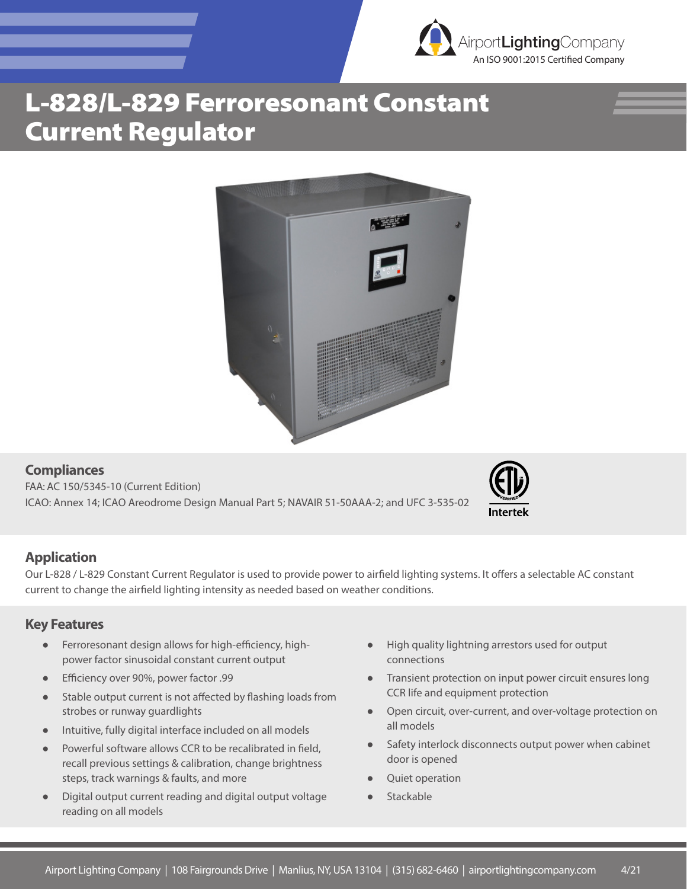AirportLightingCompany
An ISO 9001:2015 Certified Company

# L-828/L-829 Ferroresonant Constant Current Regulator

## Compliances

FAA: AC 150/5345-10 (Current Edition)
ICAO: Annex 14; ICAO Areodrome Design Manual Part 5; NAVAIR 51-50AAA-2; and UFC 3-535-02

## Application

Our L-828 / L-829 Constant Current Regulator is used to provide power to airfield lighting systems. It offers a selectable AC constant current to change the airfield lighting intensity as needed based on weather conditions.

## Key Features

- Ferroresonant design allows for high-efficiency, high-power factor sinusoidal constant current output
- Efficiency over 90%, power factor .99
- Stable output current is not affected by flashing loads from strobes or runway guardlights
- Intuitive, fully digital interface included on all models
- Powerful software allows CCR to be recalibrated in field, recall previous settings & calibration, change brightness steps, track warnings & faults, and more
- Digital output current reading and digital output voltage reading on all models
- High quality lightning arrestors used for output connections
- Transient protection on input power circuit ensures long CCR life and equipment protection
- Open circuit, over-current, and over-voltage protection on all models
- Safety interlock disconnects output power when cabinet door is opened
- Quiet operation
- Stackable

Airport Lighting Company | 108 Fairgrounds Drive | Manlius, NY, USA 13104 | (315) 682-6460 | airportlightingcompany.com 4/21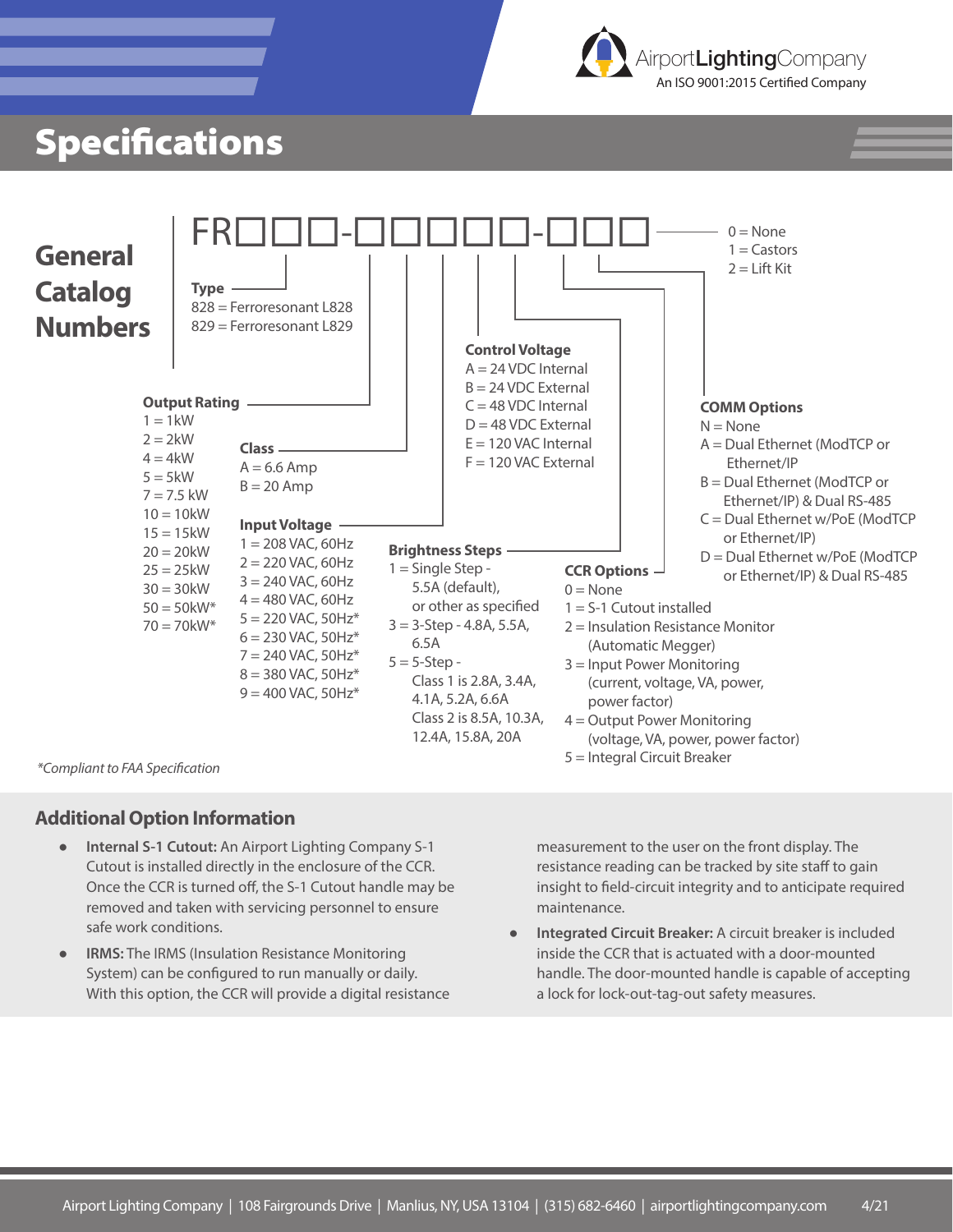# Specifications

## General Catalog Numbers

FR□□□-□□□□□-□□□

**Type**
828 = Ferroresonant L828
829 = Ferroresonant L829

**Output Rating**
1 = 1kW
2 = 2kW
4 = 4kW
5 = 5kW
7 = 7.5 kW
10 = 10kW
15 = 15kW
20 = 20kW
25 = 25kW
30 = 30kW
50 = 50kW*
70 = 70kW*

**Class**
A = 6.6 Amp
B = 20 Amp

**Input Voltage**
1 = 208 VAC, 60Hz
2 = 220 VAC, 60Hz
3 = 240 VAC, 60Hz
4 = 480 VAC, 60Hz
5 = 220 VAC, 50Hz*
6 = 230 VAC, 50Hz*
7 = 240 VAC, 50Hz*
8 = 380 VAC, 50Hz*
9 = 400 VAC, 50Hz*

**Brightness Steps**
1 = Single Step - 5.5A (default), or other as specified
3 = 3-Step - 4.8A, 5.5A, 6.5A
5 = 5-Step - Class 1 is 2.8A, 3.4A, 4.1A, 5.2A, 6.6A; Class 2 is 8.5A, 10.3A, 12.4A, 15.8A, 20A

**Control Voltage**
A = 24 VDC Internal
B = 24 VDC External
C = 48 VDC Internal
D = 48 VDC External
E = 120 VAC Internal
F = 120 VAC External

**CCR Options**
0 = None
1 = S-1 Cutout installed
2 = Insulation Resistance Monitor (Automatic Megger)
3 = Input Power Monitoring (current, voltage, VA, power, power factor)
4 = Output Power Monitoring (voltage, VA, power, power factor)
5 = Integral Circuit Breaker

**COMM Options**
N = None
A = Dual Ethernet (ModTCP or Ethernet/IP
B = Dual Ethernet (ModTCP or Ethernet/IP) & Dual RS-485
C = Dual Ethernet w/PoE (ModTCP or Ethernet/IP)
D = Dual Ethernet w/PoE (ModTCP or Ethernet/IP) & Dual RS-485

0 = None
1 = Castors
2 = Lift Kit

*Compliant to FAA Specification*

## Additional Option Information

- **Internal S-1 Cutout:** An Airport Lighting Company S-1 Cutout is installed directly in the enclosure of the CCR. Once the CCR is turned off, the S-1 Cutout handle may be removed and taken with servicing personnel to ensure safe work conditions.
- **IRMS:** The IRMS (Insulation Resistance Monitoring System) can be configured to run manually or daily. With this option, the CCR will provide a digital resistance measurement to the user on the front display. The resistance reading can be tracked by site staff to gain insight to field-circuit integrity and to anticipate required maintenance.
- **Integrated Circuit Breaker:** A circuit breaker is included inside the CCR that is actuated with a door-mounted handle. The door-mounted handle is capable of accepting a lock for lock-out-tag-out safety measures.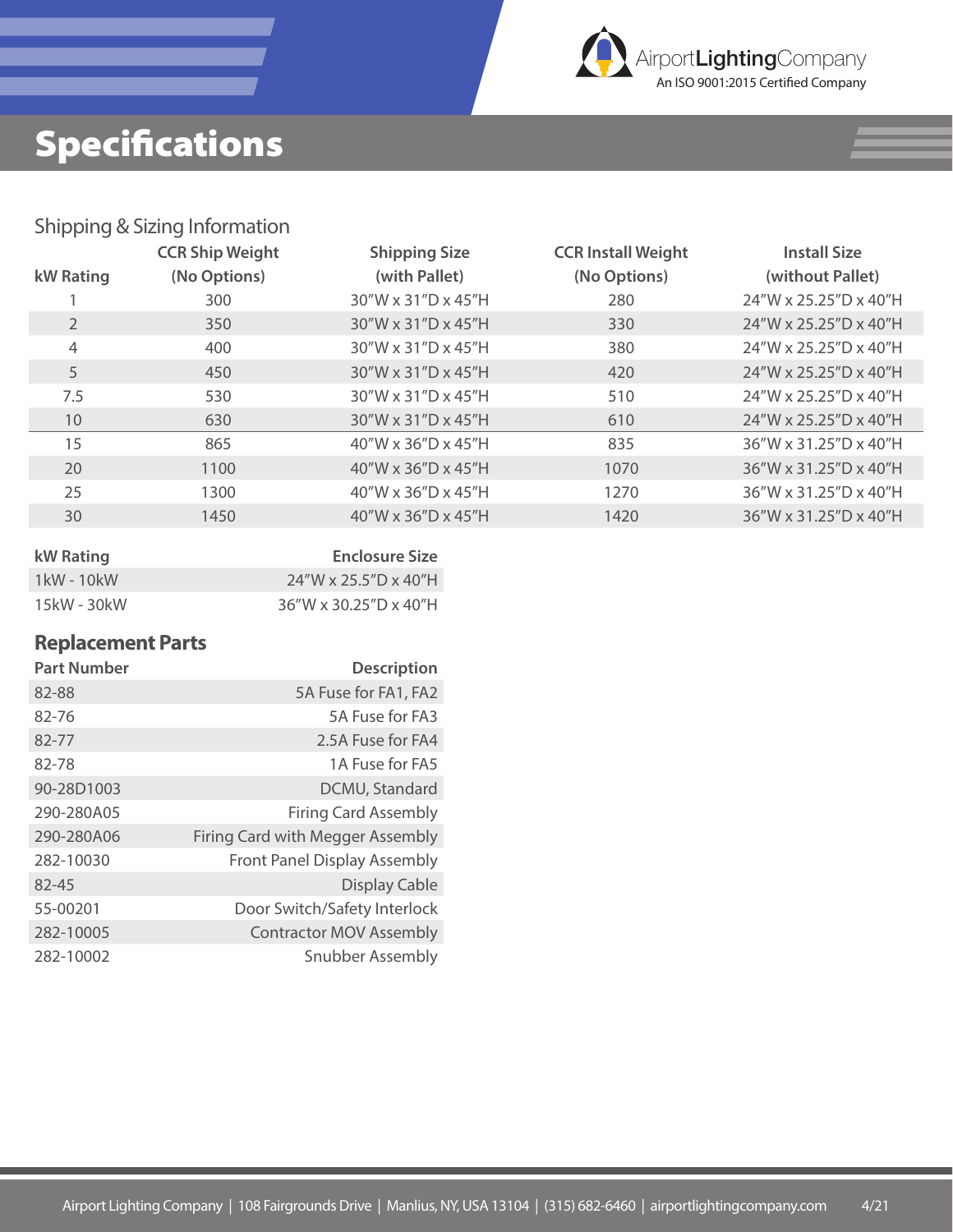# Specifications

## Shipping & Sizing Information

| kW Rating | CCR Ship Weight (No Options) | Shipping Size (with Pallet) | CCR Install Weight (No Options) | Install Size (without Pallet) |
|---|---|---|---|---|
| 1 | 300 | 30"W x 31"D x 45"H | 280 | 24"W x 25.25"D x 40"H |
| 2 | 350 | 30"W x 31"D x 45"H | 330 | 24"W x 25.25"D x 40"H |
| 4 | 400 | 30"W x 31"D x 45"H | 380 | 24"W x 25.25"D x 40"H |
| 5 | 450 | 30"W x 31"D x 45"H | 420 | 24"W x 25.25"D x 40"H |
| 7.5 | 530 | 30"W x 31"D x 45"H | 510 | 24"W x 25.25"D x 40"H |
| 10 | 630 | 30"W x 31"D x 45"H | 610 | 24"W x 25.25"D x 40"H |
| 15 | 865 | 40"W x 36"D x 45"H | 835 | 36"W x 31.25"D x 40"H |
| 20 | 1100 | 40"W x 36"D x 45"H | 1070 | 36"W x 31.25"D x 40"H |
| 25 | 1300 | 40"W x 36"D x 45"H | 1270 | 36"W x 31.25"D x 40"H |
| 30 | 1450 | 40"W x 36"D x 45"H | 1420 | 36"W x 31.25"D x 40"H |

| kW Rating | Enclosure Size |
|---|---|
| 1kW - 10kW | 24"W x 25.5"D x 40"H |
| 15kW - 30kW | 36"W x 30.25"D x 40"H |

## Replacement Parts

| Part Number | Description |
|---|---|
| 82-88 | 5A Fuse for FA1, FA2 |
| 82-76 | 5A Fuse for FA3 |
| 82-77 | 2.5A Fuse for FA4 |
| 82-78 | 1A Fuse for FA5 |
| 90-28D1003 | DCMU, Standard |
| 290-280A05 | Firing Card Assembly |
| 290-280A06 | Firing Card with Megger Assembly |
| 282-10030 | Front Panel Display Assembly |
| 82-45 | Display Cable |
| 55-00201 | Door Switch/Safety Interlock |
| 282-10005 | Contractor MOV Assembly |
| 282-10002 | Snubber Assembly |